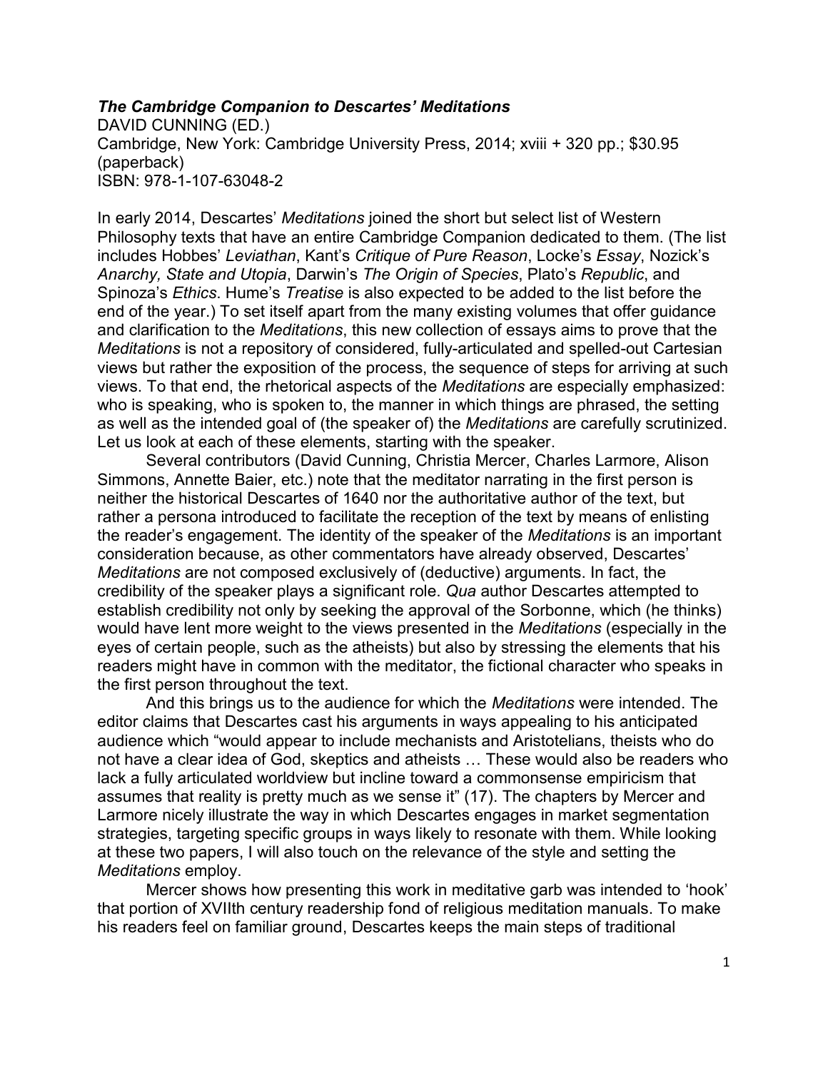***The Cambridge Companion to Descartes' Meditations***
DAVID CUNNING (ED.)
Cambridge, New York: Cambridge University Press, 2014; xviii + 320 pp.; $30.95 (paperback)
ISBN: 978-1-107-63048-2

In early 2014, Descartes' *Meditations* joined the short but select list of Western Philosophy texts that have an entire Cambridge Companion dedicated to them. (The list includes Hobbes' *Leviathan*, Kant's *Critique of Pure Reason*, Locke's *Essay*, Nozick's *Anarchy, State and Utopia*, Darwin's *The Origin of Species*, Plato's *Republic*, and Spinoza's *Ethics*. Hume's *Treatise* is also expected to be added to the list before the end of the year.) To set itself apart from the many existing volumes that offer guidance and clarification to the *Meditations*, this new collection of essays aims to prove that the *Meditations* is not a repository of considered, fully-articulated and spelled-out Cartesian views but rather the exposition of the process, the sequence of steps for arriving at such views. To that end, the rhetorical aspects of the *Meditations* are especially emphasized: who is speaking, who is spoken to, the manner in which things are phrased, the setting as well as the intended goal of (the speaker of) the *Meditations* are carefully scrutinized. Let us look at each of these elements, starting with the speaker.

Several contributors (David Cunning, Christia Mercer, Charles Larmore, Alison Simmons, Annette Baier, etc.) note that the meditator narrating in the first person is neither the historical Descartes of 1640 nor the authoritative author of the text, but rather a persona introduced to facilitate the reception of the text by means of enlisting the reader's engagement. The identity of the speaker of the *Meditations* is an important consideration because, as other commentators have already observed, Descartes' *Meditations* are not composed exclusively of (deductive) arguments. In fact, the credibility of the speaker plays a significant role. *Qua* author Descartes attempted to establish credibility not only by seeking the approval of the Sorbonne, which (he thinks) would have lent more weight to the views presented in the *Meditations* (especially in the eyes of certain people, such as the atheists) but also by stressing the elements that his readers might have in common with the meditator, the fictional character who speaks in the first person throughout the text.

And this brings us to the audience for which the *Meditations* were intended. The editor claims that Descartes cast his arguments in ways appealing to his anticipated audience which "would appear to include mechanists and Aristotelians, theists who do not have a clear idea of God, skeptics and atheists … These would also be readers who lack a fully articulated worldview but incline toward a commonsense empiricism that assumes that reality is pretty much as we sense it" (17). The chapters by Mercer and Larmore nicely illustrate the way in which Descartes engages in market segmentation strategies, targeting specific groups in ways likely to resonate with them. While looking at these two papers, I will also touch on the relevance of the style and setting the *Meditations* employ.

Mercer shows how presenting this work in meditative garb was intended to 'hook' that portion of XVIIth century readership fond of religious meditation manuals. To make his readers feel on familiar ground, Descartes keeps the main steps of traditional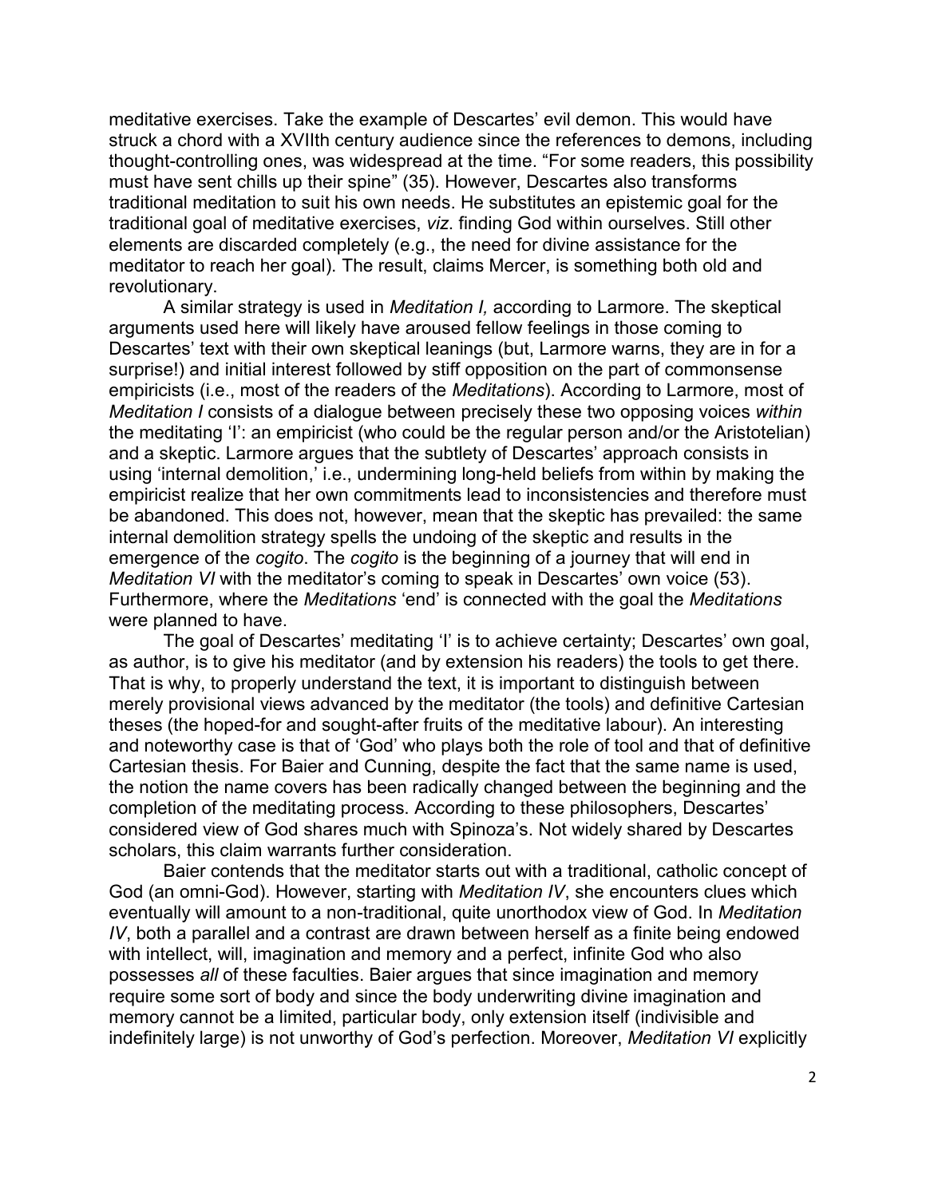meditative exercises. Take the example of Descartes' evil demon. This would have struck a chord with a XVIIth century audience since the references to demons, including thought-controlling ones, was widespread at the time. "For some readers, this possibility must have sent chills up their spine" (35). However, Descartes also transforms traditional meditation to suit his own needs. He substitutes an epistemic goal for the traditional goal of meditative exercises, *viz*. finding God within ourselves. Still other elements are discarded completely (e.g., the need for divine assistance for the meditator to reach her goal). The result, claims Mercer, is something both old and revolutionary.

A similar strategy is used in *Meditation I,* according to Larmore. The skeptical arguments used here will likely have aroused fellow feelings in those coming to Descartes' text with their own skeptical leanings (but, Larmore warns, they are in for a surprise!) and initial interest followed by stiff opposition on the part of commonsense empiricists (i.e., most of the readers of the *Meditations*). According to Larmore, most of *Meditation I* consists of a dialogue between precisely these two opposing voices *within* the meditating 'I': an empiricist (who could be the regular person and/or the Aristotelian) and a skeptic. Larmore argues that the subtlety of Descartes' approach consists in using 'internal demolition,' i.e., undermining long-held beliefs from within by making the empiricist realize that her own commitments lead to inconsistencies and therefore must be abandoned. This does not, however, mean that the skeptic has prevailed: the same internal demolition strategy spells the undoing of the skeptic and results in the emergence of the *cogito*. The *cogito* is the beginning of a journey that will end in *Meditation VI* with the meditator's coming to speak in Descartes' own voice (53). Furthermore, where the *Meditations* 'end' is connected with the goal the *Meditations* were planned to have.

The goal of Descartes' meditating 'I' is to achieve certainty; Descartes' own goal, as author, is to give his meditator (and by extension his readers) the tools to get there. That is why, to properly understand the text, it is important to distinguish between merely provisional views advanced by the meditator (the tools) and definitive Cartesian theses (the hoped-for and sought-after fruits of the meditative labour). An interesting and noteworthy case is that of 'God' who plays both the role of tool and that of definitive Cartesian thesis. For Baier and Cunning, despite the fact that the same name is used, the notion the name covers has been radically changed between the beginning and the completion of the meditating process. According to these philosophers, Descartes' considered view of God shares much with Spinoza's. Not widely shared by Descartes scholars, this claim warrants further consideration.

Baier contends that the meditator starts out with a traditional, catholic concept of God (an omni-God). However, starting with *Meditation IV*, she encounters clues which eventually will amount to a non-traditional, quite unorthodox view of God. In *Meditation IV*, both a parallel and a contrast are drawn between herself as a finite being endowed with intellect, will, imagination and memory and a perfect, infinite God who also possesses *all* of these faculties. Baier argues that since imagination and memory require some sort of body and since the body underwriting divine imagination and memory cannot be a limited, particular body, only extension itself (indivisible and indefinitely large) is not unworthy of God's perfection. Moreover, *Meditation VI* explicitly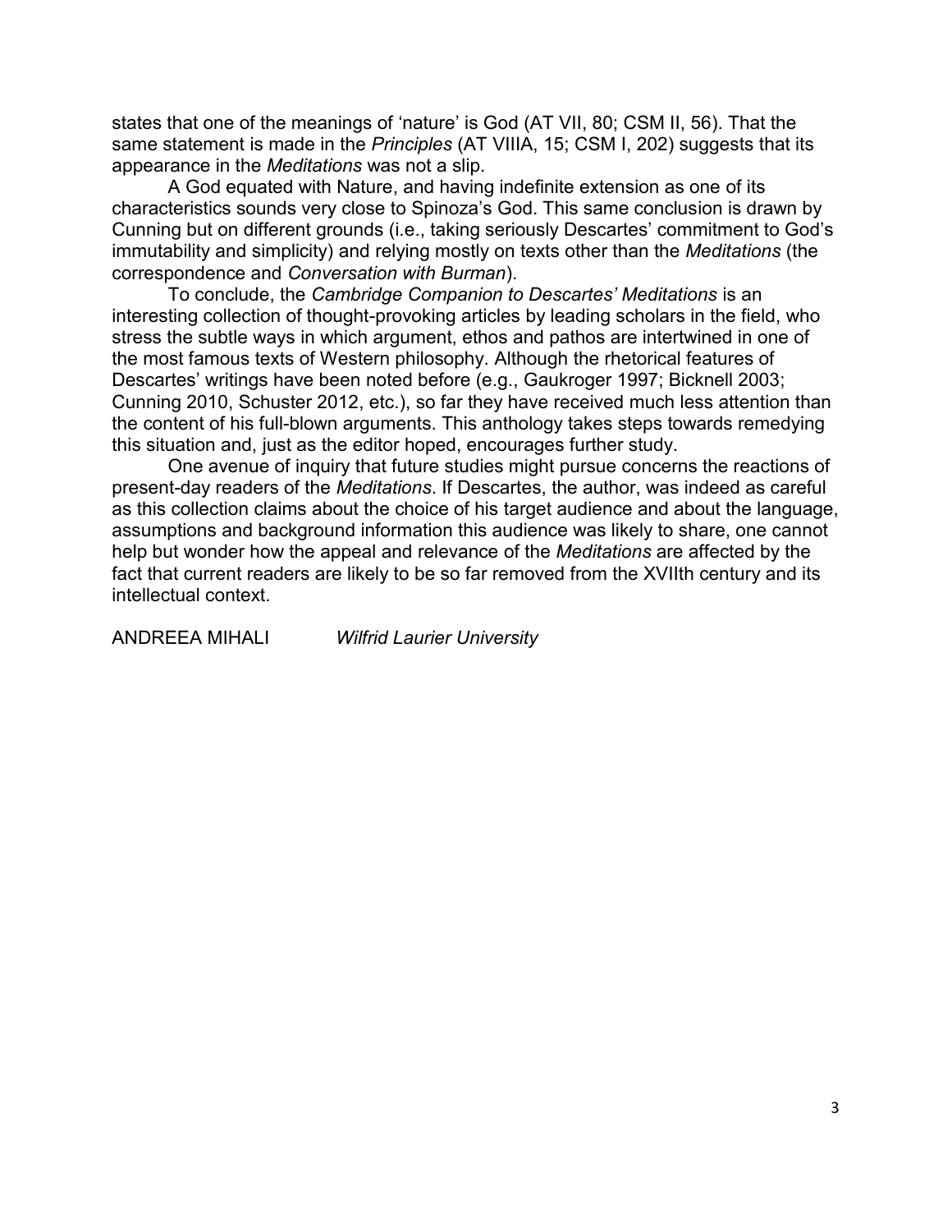states that one of the meanings of 'nature' is God (AT VII, 80; CSM II, 56). That the same statement is made in the *Principles* (AT VIIIA, 15; CSM I, 202) suggests that its appearance in the *Meditations* was not a slip.

A God equated with Nature, and having indefinite extension as one of its characteristics sounds very close to Spinoza's God. This same conclusion is drawn by Cunning but on different grounds (i.e., taking seriously Descartes' commitment to God's immutability and simplicity) and relying mostly on texts other than the *Meditations* (the correspondence and *Conversation with Burman*).

To conclude, the *Cambridge Companion to Descartes' Meditations* is an interesting collection of thought-provoking articles by leading scholars in the field, who stress the subtle ways in which argument, ethos and pathos are intertwined in one of the most famous texts of Western philosophy. Although the rhetorical features of Descartes' writings have been noted before (e.g., Gaukroger 1997; Bicknell 2003; Cunning 2010, Schuster 2012, etc.), so far they have received much less attention than the content of his full-blown arguments. This anthology takes steps towards remedying this situation and, just as the editor hoped, encourages further study.

One avenue of inquiry that future studies might pursue concerns the reactions of present-day readers of the *Meditations*. If Descartes, the author, was indeed as careful as this collection claims about the choice of his target audience and about the language, assumptions and background information this audience was likely to share, one cannot help but wonder how the appeal and relevance of the *Meditations* are affected by the fact that current readers are likely to be so far removed from the XVIIth century and its intellectual context.

ANDREEA MIHALI *Wilfrid Laurier University*